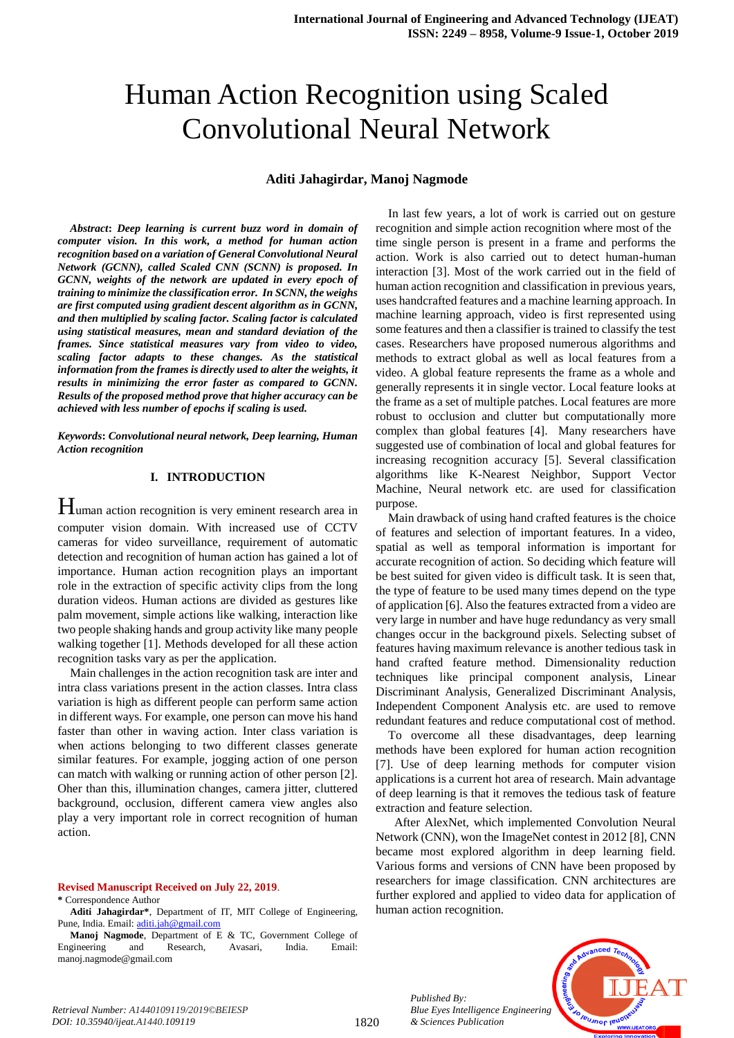# Human Action Recognition using Scaled Convolutional Neural Network

**Aditi Jahagirdar, Manoj Nagmode**

***Abstract*: *Deep learning is current buzz word in domain of computer vision. In this work, a method for human action recognition based on a variation of General Convolutional Neural Network (GCNN), called Scaled CNN (SCNN) is proposed. In GCNN, weights of the network are updated in every epoch of training to minimize the classification error. In SCNN, the weighs are first computed using gradient descent algorithm as in GCNN, and then multiplied by scaling factor. Scaling factor is calculated using statistical measures, mean and standard deviation of the frames. Since statistical measures vary from video to video, scaling factor adapts to these changes. As the statistical information from the frames is directly used to alter the weights, it results in minimizing the error faster as compared to GCNN. Results of the proposed method prove that higher accuracy can be achieved with less number of epochs if scaling is used.***

***Keywords*: *Convolutional neural network, Deep learning, Human Action recognition***

## I. INTRODUCTION

Human action recognition is very eminent research area in computer vision domain. With increased use of CCTV cameras for video surveillance, requirement of automatic detection and recognition of human action has gained a lot of importance. Human action recognition plays an important role in the extraction of specific activity clips from the long duration videos. Human actions are divided as gestures like palm movement, simple actions like walking, interaction like two people shaking hands and group activity like many people walking together [1]. Methods developed for all these action recognition tasks vary as per the application.

Main challenges in the action recognition task are inter and intra class variations present in the action classes. Intra class variation is high as different people can perform same action in different ways. For example, one person can move his hand faster than other in waving action. Inter class variation is when actions belonging to two different classes generate similar features. For example, jogging action of one person can match with walking or running action of other person [2]. Oher than this, illumination changes, camera jitter, cluttered background, occlusion, different camera view angles also play a very important role in correct recognition of human action.

In last few years, a lot of work is carried out on gesture recognition and simple action recognition where most of the time single person is present in a frame and performs the action. Work is also carried out to detect human-human interaction [3]. Most of the work carried out in the field of human action recognition and classification in previous years, uses handcrafted features and a machine learning approach. In machine learning approach, video is first represented using some features and then a classifier is trained to classify the test cases. Researchers have proposed numerous algorithms and methods to extract global as well as local features from a video. A global feature represents the frame as a whole and generally represents it in single vector. Local feature looks at the frame as a set of multiple patches. Local features are more robust to occlusion and clutter but computationally more complex than global features [4]. Many researchers have suggested use of combination of local and global features for increasing recognition accuracy [5]. Several classification algorithms like K-Nearest Neighbor, Support Vector Machine, Neural network etc. are used for classification purpose.

Main drawback of using hand crafted features is the choice of features and selection of important features. In a video, spatial as well as temporal information is important for accurate recognition of action. So deciding which feature will be best suited for given video is difficult task. It is seen that, the type of feature to be used many times depend on the type of application [6]. Also the features extracted from a video are very large in number and have huge redundancy as very small changes occur in the background pixels. Selecting subset of features having maximum relevance is another tedious task in hand crafted feature method. Dimensionality reduction techniques like principal component analysis, Linear Discriminant Analysis, Generalized Discriminant Analysis, Independent Component Analysis etc. are used to remove redundant features and reduce computational cost of method.

To overcome all these disadvantages, deep learning methods have been explored for human action recognition [7]. Use of deep learning methods for computer vision applications is a current hot area of research. Main advantage of deep learning is that it removes the tedious task of feature extraction and feature selection.

After AlexNet, which implemented Convolution Neural Network (CNN), won the ImageNet contest in 2012 [8], CNN became most explored algorithm in deep learning field. Various forms and versions of CNN have been proposed by researchers for image classification. CNN architectures are further explored and applied to video data for application of human action recognition.

**Revised Manuscript Received on July 22, 2019.**

**\*** Correspondence Author

**Aditi Jahagirdar\***, Department of IT, MIT College of Engineering, Pune, India. Email: aditi.jah@gmail.com

**Manoj Nagmode**, Department of E & TC, Government College of Engineering and Research, Avasari, India. Email: manoj.nagmode@gmail.com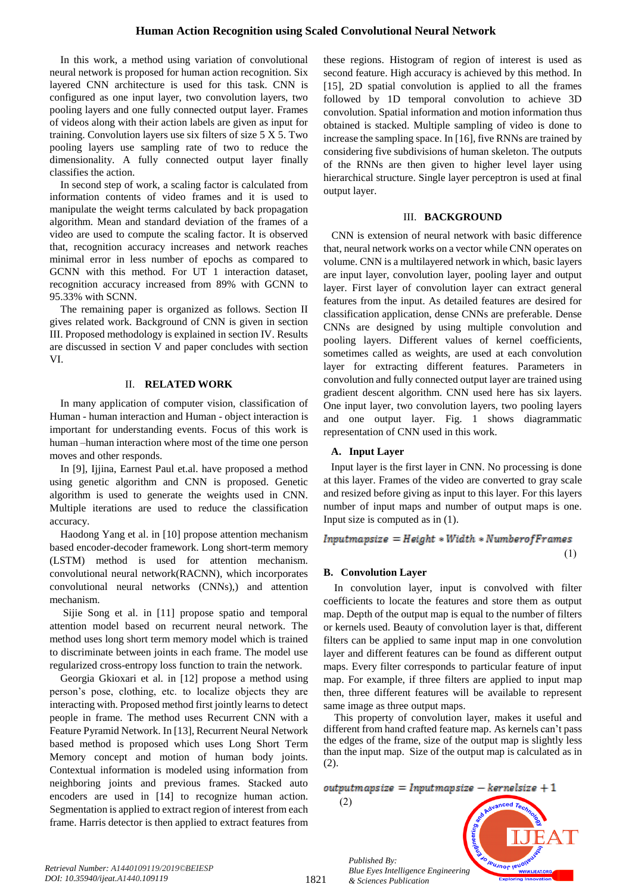In this work, a method using variation of convolutional neural network is proposed for human action recognition. Six layered CNN architecture is used for this task. CNN is configured as one input layer, two convolution layers, two pooling layers and one fully connected output layer. Frames of videos along with their action labels are given as input for training. Convolution layers use six filters of size 5 X 5. Two pooling layers use sampling rate of two to reduce the dimensionality. A fully connected output layer finally classifies the action.

In second step of work, a scaling factor is calculated from information contents of video frames and it is used to manipulate the weight terms calculated by back propagation algorithm. Mean and standard deviation of the frames of a video are used to compute the scaling factor. It is observed that, recognition accuracy increases and network reaches minimal error in less number of epochs as compared to GCNN with this method. For UT 1 interaction dataset, recognition accuracy increased from 89% with GCNN to 95.33% with SCNN.

The remaining paper is organized as follows. Section II gives related work. Background of CNN is given in section III. Proposed methodology is explained in section IV. Results are discussed in section V and paper concludes with section VI.

## II. RELATED WORK

In many application of computer vision, classification of Human - human interaction and Human - object interaction is important for understanding events. Focus of this work is human –human interaction where most of the time one person moves and other responds.

In [9], Ijjina, Earnest Paul et.al. have proposed a method using genetic algorithm and CNN is proposed. Genetic algorithm is used to generate the weights used in CNN. Multiple iterations are used to reduce the classification accuracy.

Haodong Yang et al. in [10] propose attention mechanism based encoder-decoder framework. Long short-term memory (LSTM) method is used for attention mechanism. convolutional neural network(RACNN), which incorporates convolutional neural networks (CNNs),) and attention mechanism.

Sijie Song et al. in [11] propose spatio and temporal attention model based on recurrent neural network. The method uses long short term memory model which is trained to discriminate between joints in each frame. The model use regularized cross-entropy loss function to train the network.

Georgia Gkioxari et al. in [12] propose a method using person's pose, clothing, etc. to localize objects they are interacting with. Proposed method first jointly learns to detect people in frame. The method uses Recurrent CNN with a Feature Pyramid Network. In [13], Recurrent Neural Network based method is proposed which uses Long Short Term Memory concept and motion of human body joints. Contextual information is modeled using information from neighboring joints and previous frames. Stacked auto encoders are used in [14] to recognize human action. Segmentation is applied to extract region of interest from each frame. Harris detector is then applied to extract features from these regions. Histogram of region of interest is used as second feature. High accuracy is achieved by this method. In [15], 2D spatial convolution is applied to all the frames followed by 1D temporal convolution to achieve 3D convolution. Spatial information and motion information thus obtained is stacked. Multiple sampling of video is done to increase the sampling space. In [16], five RNNs are trained by considering five subdivisions of human skeleton. The outputs of the RNNs are then given to higher level layer using hierarchical structure. Single layer perceptron is used at final output layer.

## III. BACKGROUND

CNN is extension of neural network with basic difference that, neural network works on a vector while CNN operates on volume. CNN is a multilayered network in which, basic layers are input layer, convolution layer, pooling layer and output layer. First layer of convolution layer can extract general features from the input. As detailed features are desired for classification application, dense CNNs are preferable. Dense CNNs are designed by using multiple convolution and pooling layers. Different values of kernel coefficients, sometimes called as weights, are used at each convolution layer for extracting different features. Parameters in convolution and fully connected output layer are trained using gradient descent algorithm. CNN used here has six layers. One input layer, two convolution layers, two pooling layers and one output layer. Fig. 1 shows diagrammatic representation of CNN used in this work.

### A. Input Layer

Input layer is the first layer in CNN. No processing is done at this layer. Frames of the video are converted to gray scale and resized before giving as input to this layer. For this layers number of input maps and number of output maps is one. Input size is computed as in (1).

$$Inputmapsize = Height * Width * NumberofFrames \quad (1)$$

### B. Convolution Layer

In convolution layer, input is convolved with filter coefficients to locate the features and store them as output map. Depth of the output map is equal to the number of filters or kernels used. Beauty of convolution layer is that, different filters can be applied to same input map in one convolution layer and different features can be found as different output maps. Every filter corresponds to particular feature of input map. For example, if three filters are applied to input map then, three different features will be available to represent same image as three output maps.

This property of convolution layer, makes it useful and different from hand crafted feature map. As kernels can't pass the edges of the frame, size of the output map is slightly less than the input map. Size of the output map is calculated as in (2).

$$outputmapsize = Inputmapsize - kernelsize + 1 \quad (2)$$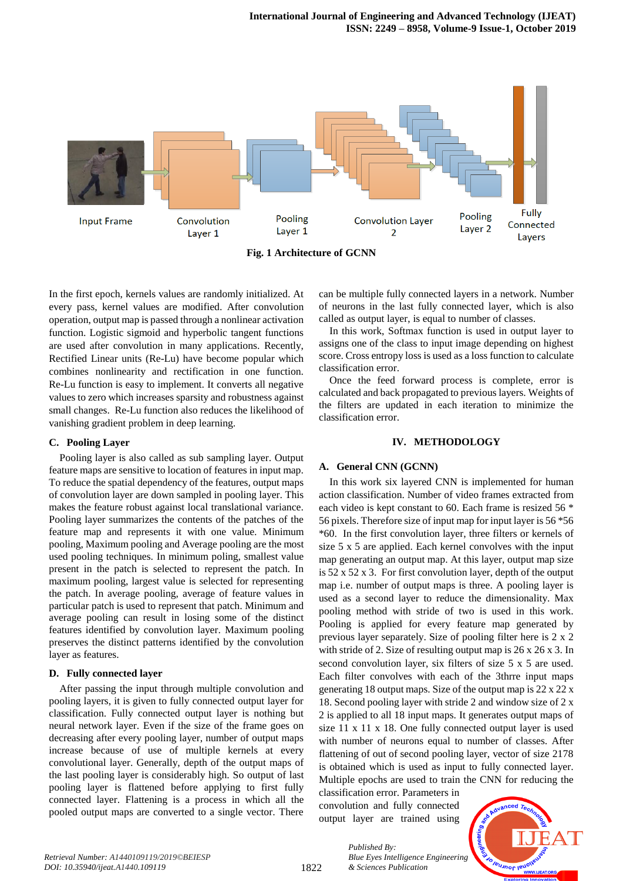Fig. 1 Architecture of GCNN

In the first epoch, kernels values are randomly initialized. At every pass, kernel values are modified. After convolution operation, output map is passed through a nonlinear activation function. Logistic sigmoid and hyperbolic tangent functions are used after convolution in many applications. Recently, Rectified Linear units (Re-Lu) have become popular which combines nonlinearity and rectification in one function. Re-Lu function is easy to implement. It converts all negative values to zero which increases sparsity and robustness against small changes. Re-Lu function also reduces the likelihood of vanishing gradient problem in deep learning.

### C. Pooling Layer

Pooling layer is also called as sub sampling layer. Output feature maps are sensitive to location of features in input map. To reduce the spatial dependency of the features, output maps of convolution layer are down sampled in pooling layer. This makes the feature robust against local translational variance. Pooling layer summarizes the contents of the patches of the feature map and represents it with one value. Minimum pooling, Maximum pooling and Average pooling are the most used pooling techniques. In minimum poling, smallest value present in the patch is selected to represent the patch. In maximum pooling, largest value is selected for representing the patch. In average pooling, average of feature values in particular patch is used to represent that patch. Minimum and average pooling can result in losing some of the distinct features identified by convolution layer. Maximum pooling preserves the distinct patterns identified by the convolution layer as features.

### D. Fully connected layer

After passing the input through multiple convolution and pooling layers, it is given to fully connected output layer for classification. Fully connected output layer is nothing but neural network layer. Even if the size of the frame goes on decreasing after every pooling layer, number of output maps increase because of use of multiple kernels at every convolutional layer. Generally, depth of the output maps of the last pooling layer is considerably high. So output of last pooling layer is flattened before applying to first fully connected layer. Flattening is a process in which all the pooled output maps are converted to a single vector. There can be multiple fully connected layers in a network. Number of neurons in the last fully connected layer, which is also called as output layer, is equal to number of classes.

In this work, Softmax function is used in output layer to assigns one of the class to input image depending on highest score. Cross entropy loss is used as a loss function to calculate classification error.

Once the feed forward process is complete, error is calculated and back propagated to previous layers. Weights of the filters are updated in each iteration to minimize the classification error.

## IV. METHODOLOGY

### A. General CNN (GCNN)

In this work six layered CNN is implemented for human action classification. Number of video frames extracted from each video is kept constant to 60. Each frame is resized 56 * 56 pixels. Therefore size of input map for input layer is 56 *56 *60. In the first convolution layer, three filters or kernels of size 5 x 5 are applied. Each kernel convolves with the input map generating an output map. At this layer, output map size is 52 x 52 x 3. For first convolution layer, depth of the output map i.e. number of output maps is three. A pooling layer is used as a second layer to reduce the dimensionality. Max pooling method with stride of two is used in this work. Pooling is applied for every feature map generated by previous layer separately. Size of pooling filter here is 2 x 2 with stride of 2. Size of resulting output map is 26 x 26 x 3. In second convolution layer, six filters of size 5 x 5 are used. Each filter convolves with each of the 3thrre input maps generating 18 output maps. Size of the output map is 22 x 22 x 18. Second pooling layer with stride 2 and window size of 2 x 2 is applied to all 18 input maps. It generates output maps of size 11 x 11 x 18. One fully connected output layer is used with number of neurons equal to number of classes. After flattening of out of second pooling layer, vector of size 2178 is obtained which is used as input to fully connected layer. Multiple epochs are used to train the CNN for reducing the classification error. Parameters in convolution and fully connected output layer are trained using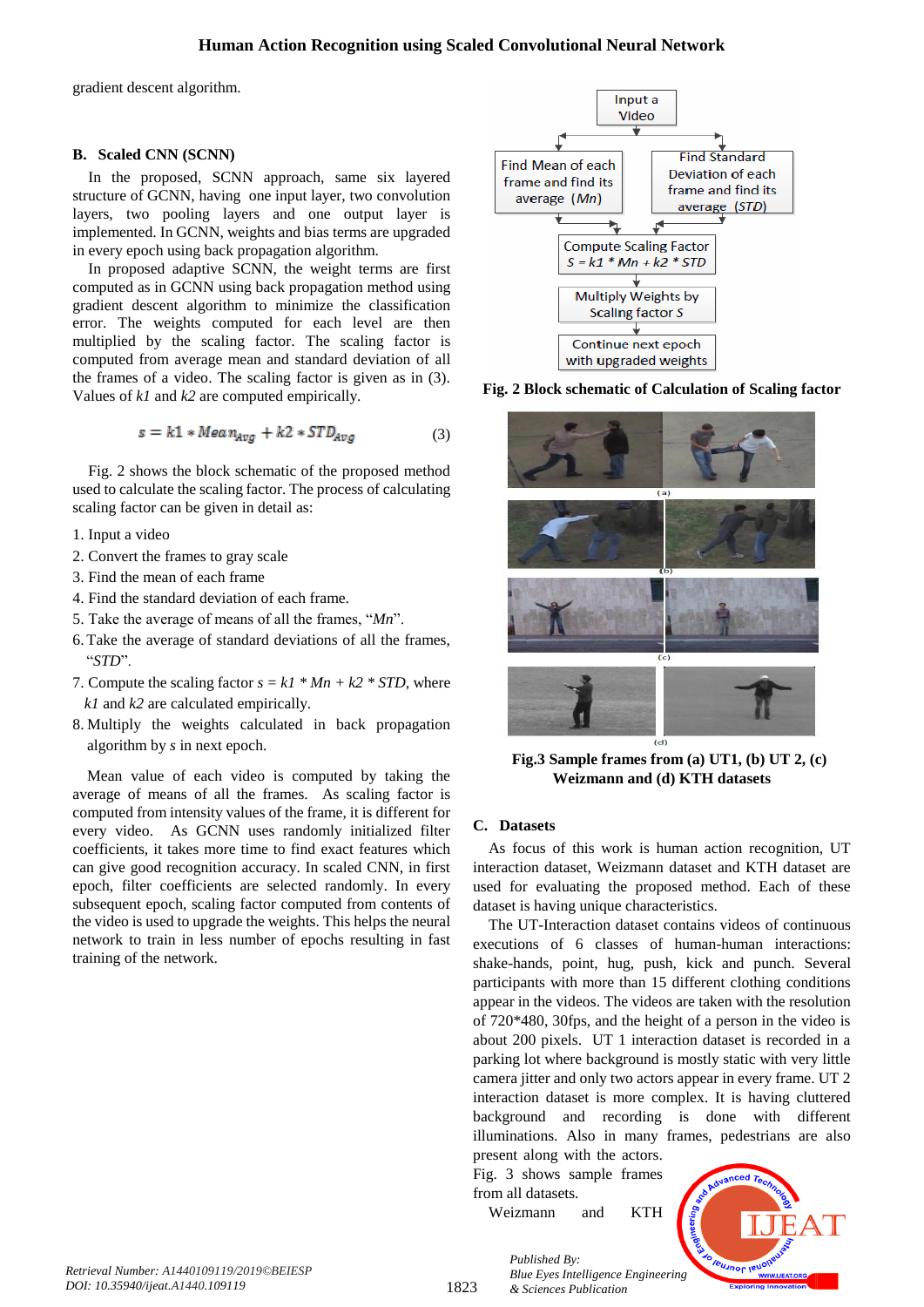gradient descent algorithm.

### B. Scaled CNN (SCNN)

In the proposed, SCNN approach, same six layered structure of GCNN, having one input layer, two convolution layers, two pooling layers and one output layer is implemented. In GCNN, weights and bias terms are upgraded in every epoch using back propagation algorithm.

In proposed adaptive SCNN, the weight terms are first computed as in GCNN using back propagation method using gradient descent algorithm to minimize the classification error. The weights computed for each level are then multiplied by the scaling factor. The scaling factor is computed from average mean and standard deviation of all the frames of a video. The scaling factor is given as in (3). Values of *k1* and *k2* are computed empirically.

$$s = k1 * Mean_{Avg} + k2 * STD_{Avg} \tag{3}$$

Fig. 2 shows the block schematic of the proposed method used to calculate the scaling factor. The process of calculating scaling factor can be given in detail as:

1. Input a video
2. Convert the frames to gray scale
3. Find the mean of each frame
4. Find the standard deviation of each frame.
5. Take the average of means of all the frames, "*Mn*".
6. Take the average of standard deviations of all the frames, "*STD*".
7. Compute the scaling factor $s = k1 * Mn + k2 * STD$, where *k1* and *k2* are calculated empirically.
8. Multiply the weights calculated in back propagation algorithm by *s* in next epoch.

Mean value of each video is computed by taking the average of means of all the frames. As scaling factor is computed from intensity values of the frame, it is different for every video. As GCNN uses randomly initialized filter coefficients, it takes more time to find exact features which can give good recognition accuracy. In scaled CNN, in first epoch, filter coefficients are selected randomly. In every subsequent epoch, scaling factor computed from contents of the video is used to upgrade the weights. This helps the neural network to train in less number of epochs resulting in fast training of the network.

Input a Video → Find Mean of each frame and find its average (*Mn*) / Find Standard Deviation of each frame and find its average (*STD*) → Compute Scaling Factor $S = k1 * Mn + k2 * STD$ → Multiply Weights by Scaling factor *S* → Continue next epoch with upgraded weights

**Fig. 2 Block schematic of Calculation of Scaling factor**

**Fig.3 Sample frames from (a) UT1, (b) UT 2, (c) Weizmann and (d) KTH datasets**

### C. Datasets

As focus of this work is human action recognition, UT interaction dataset, Weizmann dataset and KTH dataset are used for evaluating the proposed method. Each of these dataset is having unique characteristics.

The UT-Interaction dataset contains videos of continuous executions of 6 classes of human-human interactions: shake-hands, point, hug, push, kick and punch. Several participants with more than 15 different clothing conditions appear in the videos. The videos are taken with the resolution of 720*480, 30fps, and the height of a person in the video is about 200 pixels. UT 1 interaction dataset is recorded in a parking lot where background is mostly static with very little camera jitter and only two actors appear in every frame. UT 2 interaction dataset is more complex. It is having cluttered background and recording is done with different illuminations. Also in many frames, pedestrians are also present along with the actors. Fig. 3 shows sample frames from all datasets.

Weizmann and KTH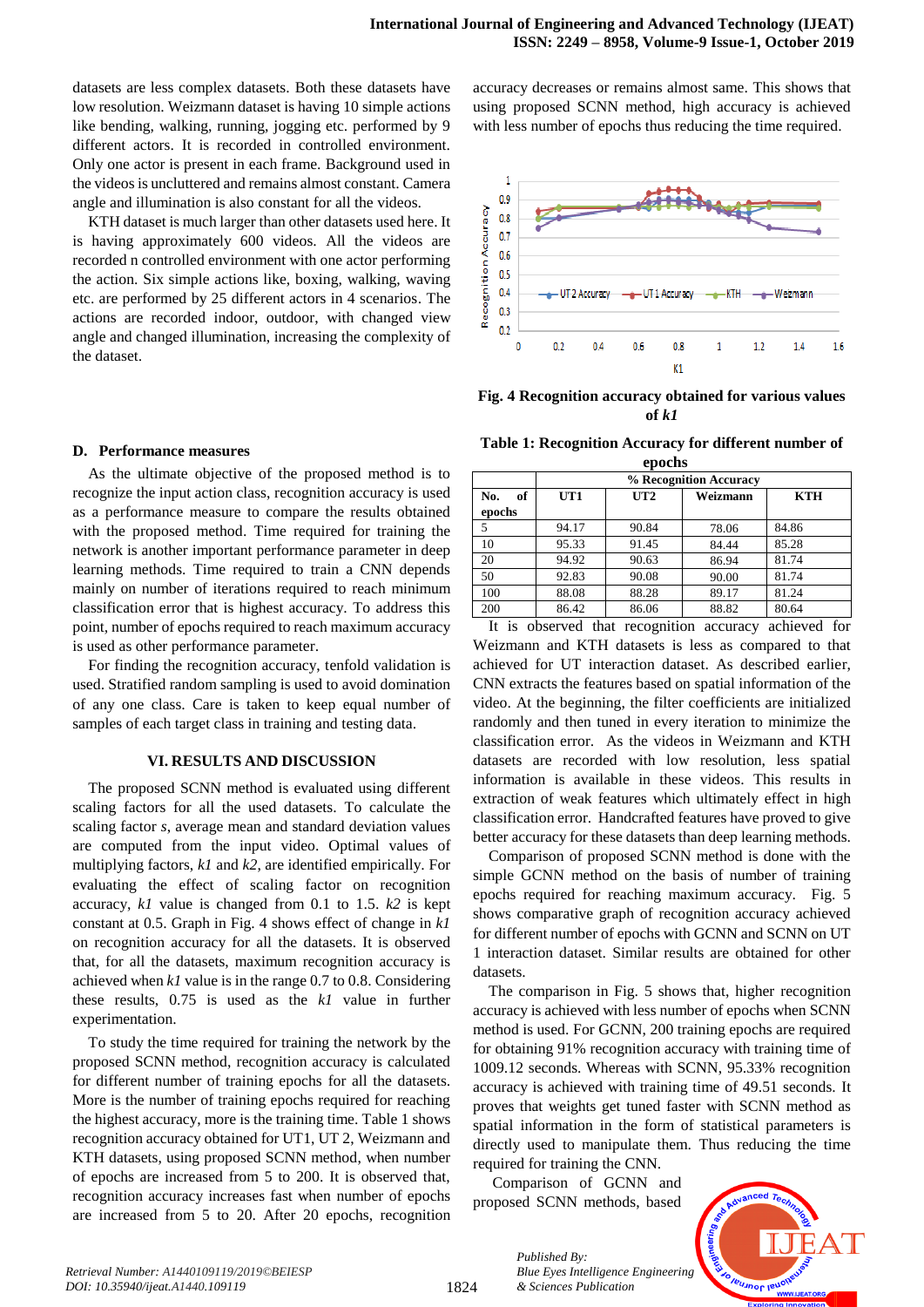datasets are less complex datasets. Both these datasets have low resolution. Weizmann dataset is having 10 simple actions like bending, walking, running, jogging etc. performed by 9 different actors. It is recorded in controlled environment. Only one actor is present in each frame. Background used in the videos is uncluttered and remains almost constant. Camera angle and illumination is also constant for all the videos.

KTH dataset is much larger than other datasets used here. It is having approximately 600 videos. All the videos are recorded n controlled environment with one actor performing the action. Six simple actions like, boxing, walking, waving etc. are performed by 25 different actors in 4 scenarios. The actions are recorded indoor, outdoor, with changed view angle and changed illumination, increasing the complexity of the dataset.

### D. Performance measures

As the ultimate objective of the proposed method is to recognize the input action class, recognition accuracy is used as a performance measure to compare the results obtained with the proposed method. Time required for training the network is another important performance parameter in deep learning methods. Time required to train a CNN depends mainly on number of iterations required to reach minimum classification error that is highest accuracy. To address this point, number of epochs required to reach maximum accuracy is used as other performance parameter.

For finding the recognition accuracy, tenfold validation is used. Stratified random sampling is used to avoid domination of any one class. Care is taken to keep equal number of samples of each target class in training and testing data.

## VI. RESULTS AND DISCUSSION

The proposed SCNN method is evaluated using different scaling factors for all the used datasets. To calculate the scaling factor *s*, average mean and standard deviation values are computed from the input video. Optimal values of multiplying factors, *k1* and *k2*, are identified empirically. For evaluating the effect of scaling factor on recognition accuracy, *k1* value is changed from 0.1 to 1.5. *k2* is kept constant at 0.5. Graph in Fig. 4 shows effect of change in *k1* on recognition accuracy for all the datasets. It is observed that, for all the datasets, maximum recognition accuracy is achieved when *k1* value is in the range 0.7 to 0.8. Considering these results, 0.75 is used as the *k1* value in further experimentation.

To study the time required for training the network by the proposed SCNN method, recognition accuracy is calculated for different number of training epochs for all the datasets. More is the number of training epochs required for reaching the highest accuracy, more is the training time. Table 1 shows recognition accuracy obtained for UT1, UT 2, Weizmann and KTH datasets, using proposed SCNN method, when number of epochs are increased from 5 to 200. It is observed that, recognition accuracy increases fast when number of epochs are increased from 5 to 20. After 20 epochs, recognition accuracy decreases or remains almost same. This shows that using proposed SCNN method, high accuracy is achieved with less number of epochs thus reducing the time required.

**Fig. 4 Recognition accuracy obtained for various values of *k1***

**Table 1: Recognition Accuracy for different number of epochs**

| No. of epochs | % Recognition Accuracy | | | |
|---|---|---|---|---|
| | UT1 | UT2 | Weizmann | KTH |
| 5 | 94.17 | 90.84 | 78.06 | 84.86 |
| 10 | 95.33 | 91.45 | 84.44 | 85.28 |
| 20 | 94.92 | 90.63 | 86.94 | 81.74 |
| 50 | 92.83 | 90.08 | 90.00 | 81.74 |
| 100 | 88.08 | 88.28 | 89.17 | 81.24 |
| 200 | 86.42 | 86.06 | 88.82 | 80.64 |

It is observed that recognition accuracy achieved for Weizmann and KTH datasets is less as compared to that achieved for UT interaction dataset. As described earlier, CNN extracts the features based on spatial information of the video. At the beginning, the filter coefficients are initialized randomly and then tuned in every iteration to minimize the classification error. As the videos in Weizmann and KTH datasets are recorded with low resolution, less spatial information is available in these videos. This results in extraction of weak features which ultimately effect in high classification error. Handcrafted features have proved to give better accuracy for these datasets than deep learning methods.

Comparison of proposed SCNN method is done with the simple GCNN method on the basis of number of training epochs required for reaching maximum accuracy. Fig. 5 shows comparative graph of recognition accuracy achieved for different number of epochs with GCNN and SCNN on UT 1 interaction dataset. Similar results are obtained for other datasets.

The comparison in Fig. 5 shows that, higher recognition accuracy is achieved with less number of epochs when SCNN method is used. For GCNN, 200 training epochs are required for obtaining 91% recognition accuracy with training time of 1009.12 seconds. Whereas with SCNN, 95.33% recognition accuracy is achieved with training time of 49.51 seconds. It proves that weights get tuned faster with SCNN method as spatial information in the form of statistical parameters is directly used to manipulate them. Thus reducing the time required for training the CNN.

Comparison of GCNN and proposed SCNN methods, based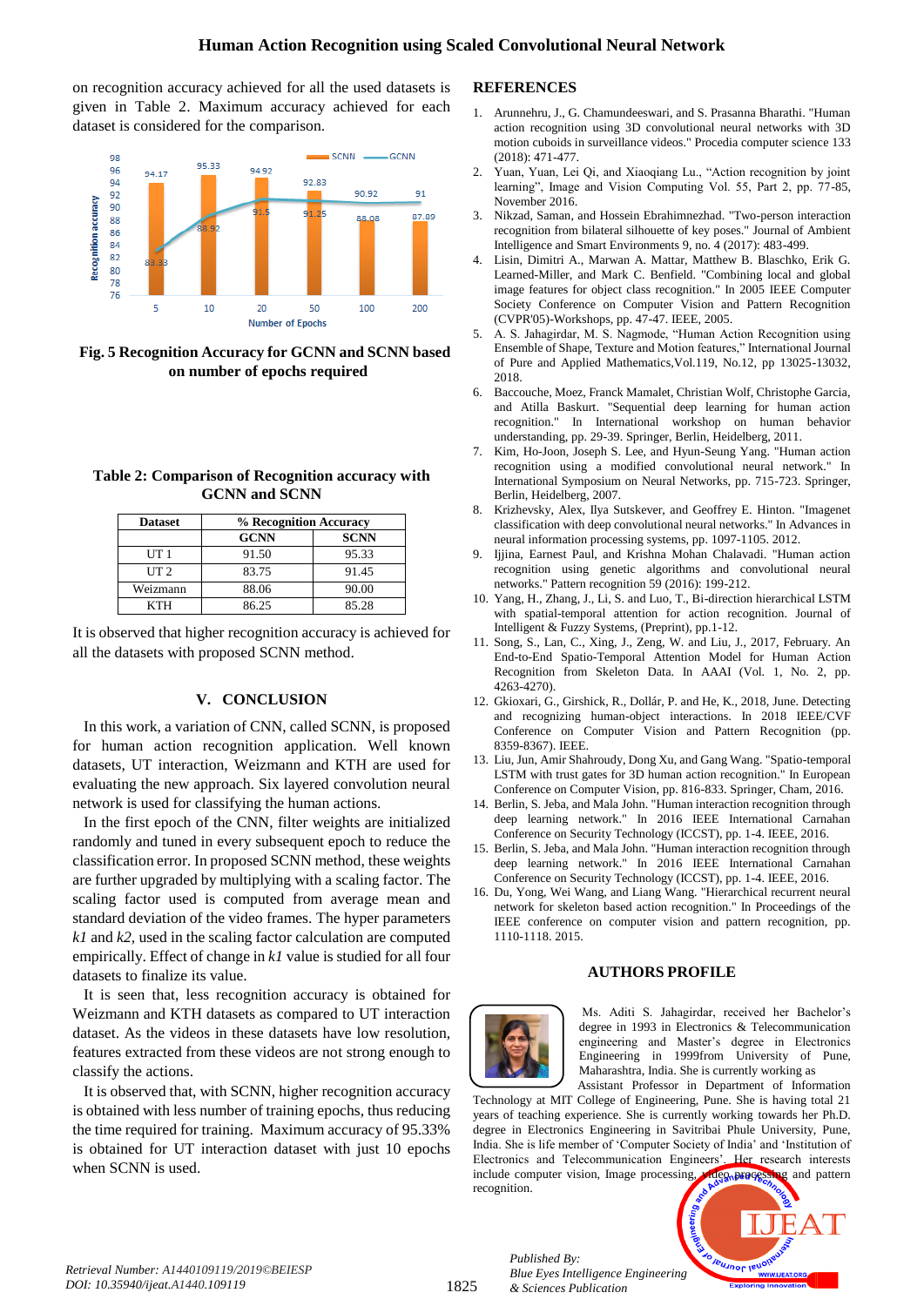on recognition accuracy achieved for all the used datasets is given in Table 2. Maximum accuracy achieved for each dataset is considered for the comparison.

**Fig. 5 Recognition Accuracy for GCNN and SCNN based on number of epochs required**

**Table 2: Comparison of Recognition accuracy with GCNN and SCNN**

| Dataset | % Recognition Accuracy | |
|---|---|---|
| | GCNN | SCNN |
| UT 1 | 91.50 | 95.33 |
| UT 2 | 83.75 | 91.45 |
| Weizmann | 88.06 | 90.00 |
| KTH | 86.25 | 85.28 |

It is observed that higher recognition accuracy is achieved for all the datasets with proposed SCNN method.

## V. CONCLUSION

In this work, a variation of CNN, called SCNN, is proposed for human action recognition application. Well known datasets, UT interaction, Weizmann and KTH are used for evaluating the new approach. Six layered convolution neural network is used for classifying the human actions.

In the first epoch of the CNN, filter weights are initialized randomly and tuned in every subsequent epoch to reduce the classification error. In proposed SCNN method, these weights are further upgraded by multiplying with a scaling factor. The scaling factor used is computed from average mean and standard deviation of the video frames. The hyper parameters $k1$ and $k2$, used in the scaling factor calculation are computed empirically. Effect of change in $k1$ value is studied for all four datasets to finalize its value.

It is seen that, less recognition accuracy is obtained for Weizmann and KTH datasets as compared to UT interaction dataset. As the videos in these datasets have low resolution, features extracted from these videos are not strong enough to classify the actions.

It is observed that, with SCNN, higher recognition accuracy is obtained with less number of training epochs, thus reducing the time required for training. Maximum accuracy of 95.33% is obtained for UT interaction dataset with just 10 epochs when SCNN is used.

## REFERENCES

1. Arunnehru, J., G. Chamundeeswari, and S. Prasanna Bharathi. "Human action recognition using 3D convolutional neural networks with 3D motion cuboids in surveillance videos." Procedia computer science 133 (2018): 471-477.
2. Yuan, Yuan, Lei Qi, and Xiaoqiang Lu., "Action recognition by joint learning", Image and Vision Computing Vol. 55, Part 2, pp. 77-85, November 2016.
3. Nikzad, Saman, and Hossein Ebrahimnezhad. "Two-person interaction recognition from bilateral silhouette of key poses." Journal of Ambient Intelligence and Smart Environments 9, no. 4 (2017): 483-499.
4. Lisin, Dimitri A., Marwan A. Mattar, Matthew B. Blaschko, Erik G. Learned-Miller, and Mark C. Benfield. "Combining local and global image features for object class recognition." In 2005 IEEE Computer Society Conference on Computer Vision and Pattern Recognition (CVPR'05)-Workshops, pp. 47-47. IEEE, 2005.
5. A. S. Jahagirdar, M. S. Nagmode, "Human Action Recognition using Ensemble of Shape, Texture and Motion features," International Journal of Pure and Applied Mathematics,Vol.119, No.12, pp 13025-13032, 2018.
6. Baccouche, Moez, Franck Mamalet, Christian Wolf, Christophe Garcia, and Atilla Baskurt. "Sequential deep learning for human action recognition." In International workshop on human behavior understanding, pp. 29-39. Springer, Berlin, Heidelberg, 2011.
7. Kim, Ho-Joon, Joseph S. Lee, and Hyun-Seung Yang. "Human action recognition using a modified convolutional neural network." In International Symposium on Neural Networks, pp. 715-723. Springer, Berlin, Heidelberg, 2007.
8. Krizhevsky, Alex, Ilya Sutskever, and Geoffrey E. Hinton. "Imagenet classification with deep convolutional neural networks." In Advances in neural information processing systems, pp. 1097-1105. 2012.
9. Ijjina, Earnest Paul, and Krishna Mohan Chalavadi. "Human action recognition using genetic algorithms and convolutional neural networks." Pattern recognition 59 (2016): 199-212.
10. Yang, H., Zhang, J., Li, S. and Luo, T., Bi-direction hierarchical LSTM with spatial-temporal attention for action recognition. Journal of Intelligent & Fuzzy Systems, (Preprint), pp.1-12.
11. Song, S., Lan, C., Xing, J., Zeng, W. and Liu, J., 2017, February. An End-to-End Spatio-Temporal Attention Model for Human Action Recognition from Skeleton Data. In AAAI (Vol. 1, No. 2, pp. 4263-4270).
12. Gkioxari, G., Girshick, R., Dollár, P. and He, K., 2018, June. Detecting and recognizing human-object interactions. In 2018 IEEE/CVF Conference on Computer Vision and Pattern Recognition (pp. 8359-8367). IEEE.
13. Liu, Jun, Amir Shahroudy, Dong Xu, and Gang Wang. "Spatio-temporal LSTM with trust gates for 3D human action recognition." In European Conference on Computer Vision, pp. 816-833. Springer, Cham, 2016.
14. Berlin, S. Jeba, and Mala John. "Human interaction recognition through deep learning network." In 2016 IEEE International Carnahan Conference on Security Technology (ICCST), pp. 1-4. IEEE, 2016.
15. Berlin, S. Jeba, and Mala John. "Human interaction recognition through deep learning network." In 2016 IEEE International Carnahan Conference on Security Technology (ICCST), pp. 1-4. IEEE, 2016.
16. Du, Yong, Wei Wang, and Liang Wang. "Hierarchical recurrent neural network for skeleton based action recognition." In Proceedings of the IEEE conference on computer vision and pattern recognition, pp. 1110-1118. 2015.

## AUTHORS PROFILE

Ms. Aditi S. Jahagirdar, received her Bachelor's degree in 1993 in Electronics & Telecommunication engineering and Master's degree in Electronics Engineering in 1999from University of Pune, Maharashtra, India. She is currently working as Assistant Professor in Department of Information Technology at MIT College of Engineering, Pune. She is having total 21 years of teaching experience. She is currently working towards her Ph.D. degree in Electronics Engineering in Savitribai Phule University, Pune, India. She is life member of 'Computer Society of India' and 'Institution of Electronics and Telecommunication Engineers'. Her research interests include computer vision, Image processing, video processing and pattern recognition.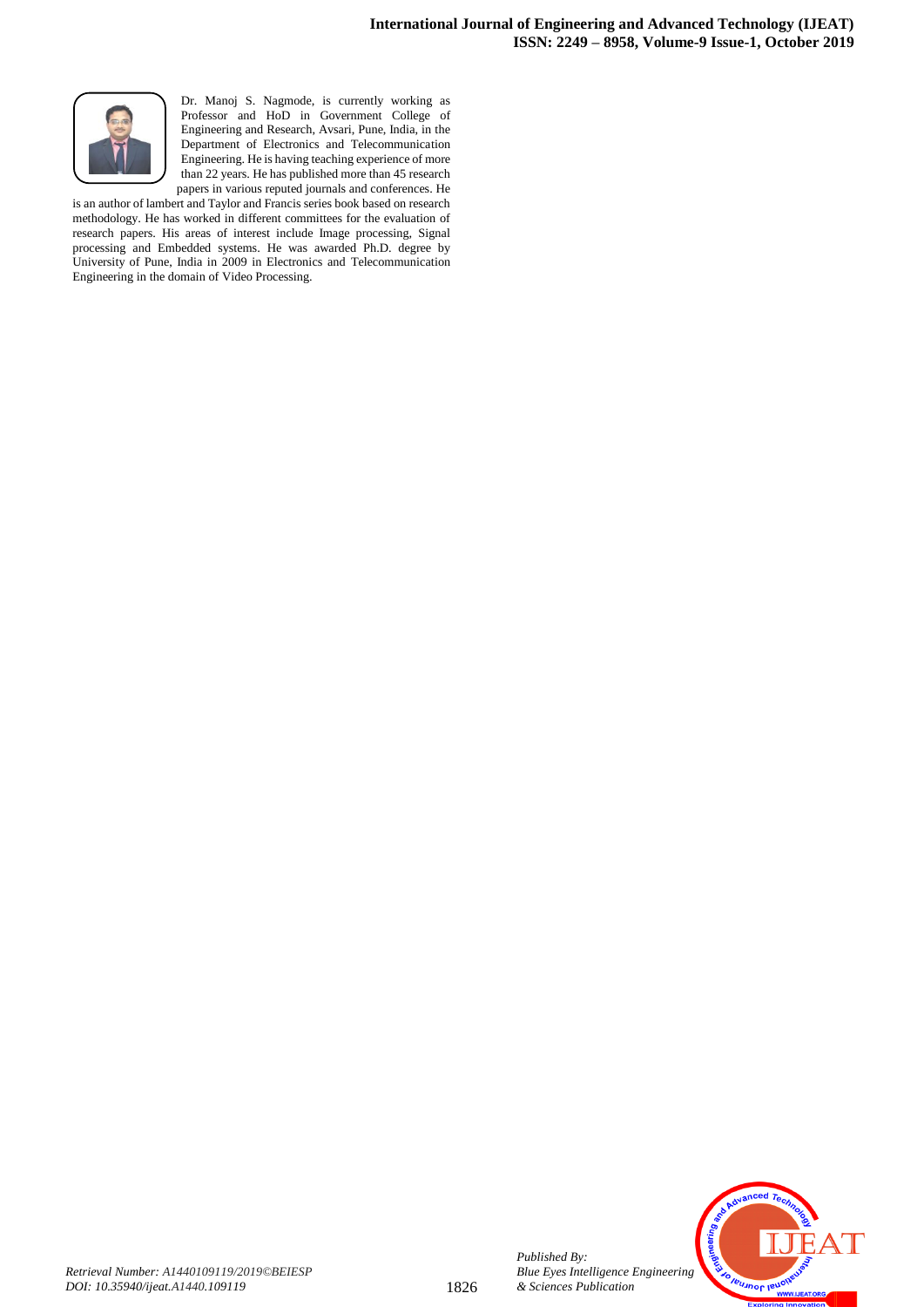Dr. Manoj S. Nagmode, is currently working as Professor and HoD in Government College of Engineering and Research, Avsari, Pune, India, in the Department of Electronics and Telecommunication Engineering. He is having teaching experience of more than 22 years. He has published more than 45 research papers in various reputed journals and conferences. He is an author of lambert and Taylor and Francis series book based on research methodology. He has worked in different committees for the evaluation of research papers. His areas of interest include Image processing, Signal processing and Embedded systems. He was awarded Ph.D. degree by University of Pune, India in 2009 in Electronics and Telecommunication Engineering in the domain of Video Processing.